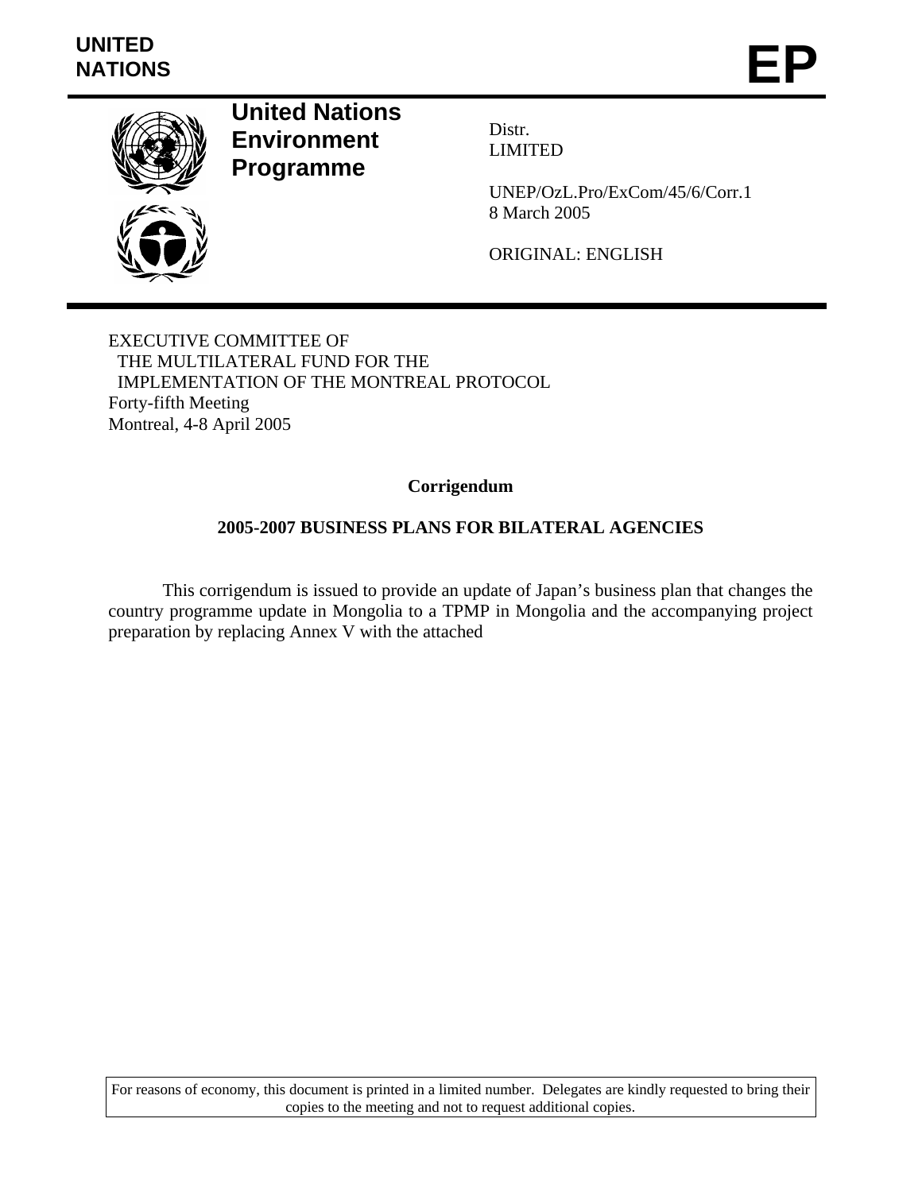UNITED NATIONS

# EP

**United Nations Environment Programme**

Distr.
LIMITED

UNEP/OzL.Pro/ExCom/45/6/Corr.1
8 March 2005

ORIGINAL: ENGLISH

EXECUTIVE COMMITTEE OF
THE MULTILATERAL FUND FOR THE
IMPLEMENTATION OF THE MONTREAL PROTOCOL
Forty-fifth Meeting
Montreal, 4-8 April 2005

**Corrigendum**

**2005-2007 BUSINESS PLANS FOR BILATERAL AGENCIES**

This corrigendum is issued to provide an update of Japan's business plan that changes the country programme update in Mongolia to a TPMP in Mongolia and the accompanying project preparation by replacing Annex V with the attached

For reasons of economy, this document is printed in a limited number. Delegates are kindly requested to bring their copies to the meeting and not to request additional copies.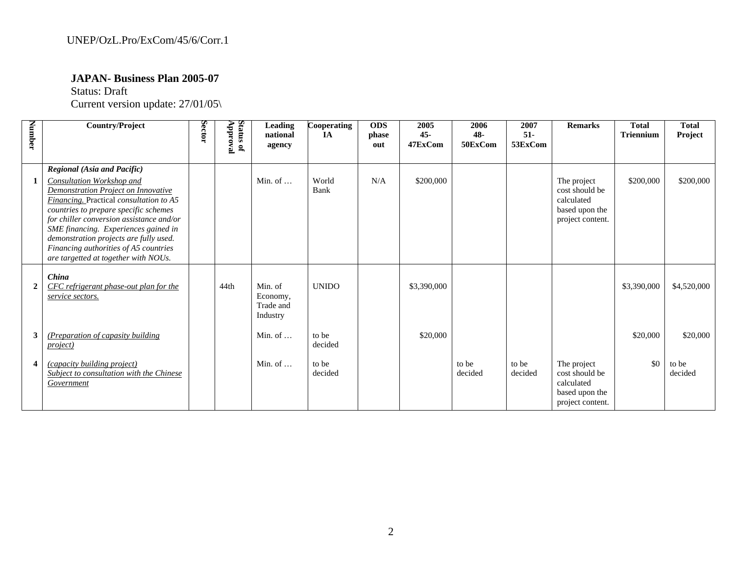**JAPAN- Business Plan 2005-07**
Status: Draft
Current version update: 27/01/05\

| Number | Country/Project | Sector | Status of Approval | Leading national agency | Cooperating IA | ODS phase out | 2005 45-47ExCom | 2006 48-50ExCom | 2007 51-53ExCom | Remarks | Total Triennium | Total Project |
|---|---|---|---|---|---|---|---|---|---|---|---|---|
| | ***Regional (Asia and Pacific)*** | | | | | | | | | | | |
| 1 | *Consultation Workshop and Demonstration Project on Innovative Financing.* Practical consultation to A5 *countries to prepare specific schemes for chiller conversion assistance and/or SME financing. Experiences gained in demonstration projects are fully used. Financing authorities of A5 countries are targetted at together with NOUs.* | | | Min. of … | World Bank | N/A | $200,000 | | | The project cost should be calculated based upon the project content. | $200,000 | $200,000 |
| | ***China*** | | | | | | | | | | | |
| 2 | *CFC refrigerant phase-out plan for the service sectors.* | | 44th | Min. of Economy, Trade and Industry | UNIDO | | $3,390,000 | | | | $3,390,000 | $4,520,000 |
| 3 | *(Preparation of capasity building project)* | | | Min. of … | to be decided | | $20,000 | | | | $20,000 | $20,000 |
| 4 | *(capacity building project) Subject to consultation with the Chinese Government* | | | Min. of … | to be decided | | | to be decided | to be decided | The project cost should be calculated based upon the project content. | $0 | to be decided |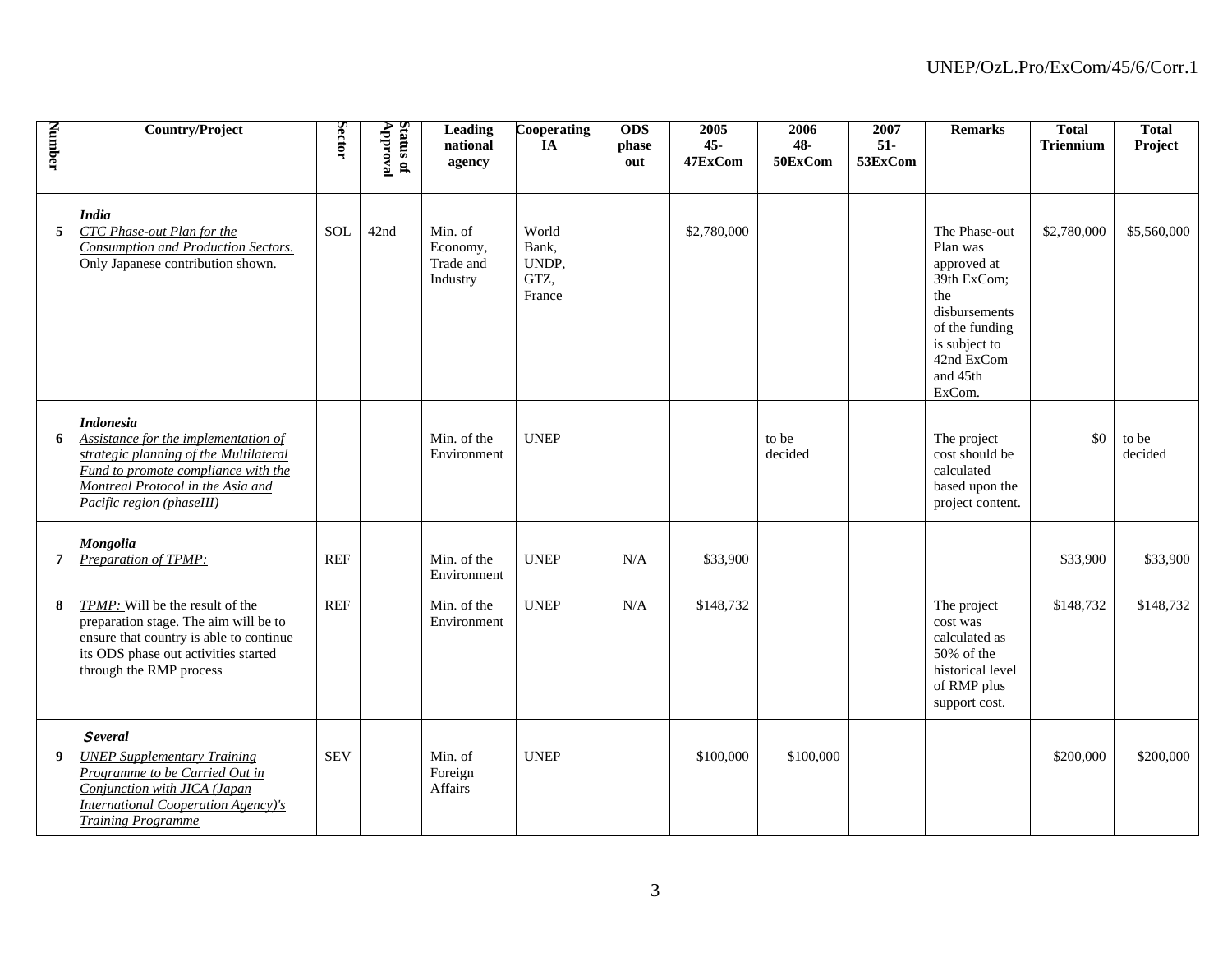| Number | Country/Project | Sector | Status of Approval | Leading national agency | Cooperating IA | ODS phase out | 2005 45-47ExCom | 2006 48-50ExCom | 2007 51-53ExCom | Remarks | Total Triennium | Total Project |
|---|---|---|---|---|---|---|---|---|---|---|---|---|
| 5 | ***India*** *CTC Phase-out Plan for the Consumption and Production Sectors.* Only Japanese contribution shown. | SOL | 42nd | Min. of Economy, Trade and Industry | World Bank, UNDP, GTZ, France | | $2,780,000 | | | The Phase-out Plan was approved at 39th ExCom; the disbursements of the funding is subject to 42nd ExCom and 45th ExCom. | $2,780,000 | $5,560,000 |
| 6 | ***Indonesia*** *Assistance for the implementation of strategic planning of the Multilateral Fund to promote compliance with the Montreal Protocol in the Asia and Pacific region (phaseIII)* | | | Min. of the Environment | UNEP | | | to be decided | | The project cost should be calculated based upon the project content. | $0 | to be decided |
| 7 | ***Mongolia*** *Preparation of TPMP:* | REF | | Min. of the Environment | UNEP | N/A | $33,900 | | | | $33,900 | $33,900 |
| 8 | *TPMP:* Will be the result of the preparation stage. The aim will be to ensure that country is able to continue its ODS phase out activities started through the RMP process | REF | | Min. of the Environment | UNEP | N/A | $148,732 | | | The project cost was calculated as 50% of the historical level of RMP plus support cost. | $148,732 | $148,732 |
| 9 | ***Several*** *UNEP Supplementary Training Programme to be Carried Out in Conjunction with JICA (Japan International Cooperation Agency)'s Training Programme* | SEV | | Min. of Foreign Affairs | UNEP | | $100,000 | $100,000 | | | $200,000 | $200,000 |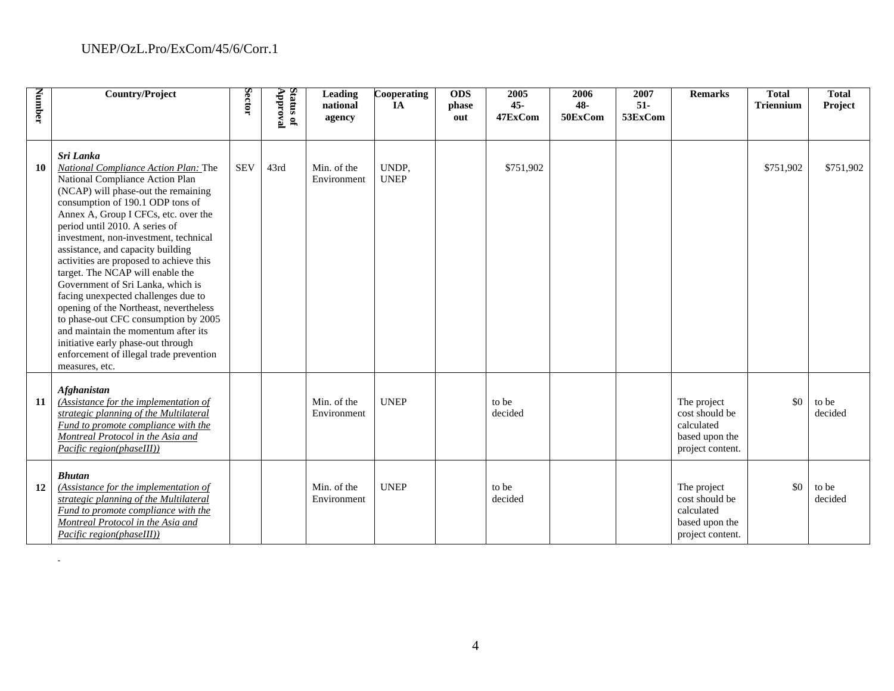| Number | Country/Project | Sector | Status of Approval | Leading national agency | Cooperating IA | ODS phase out | 2005 45-47ExCom | 2006 48-50ExCom | 2007 51-53ExCom | Remarks | Total Triennium | Total Project |
|---|---|---|---|---|---|---|---|---|---|---|---|---|
| 10 | ***Sri Lanka*** <br> *National Compliance Action Plan:* The National Compliance Action Plan (NCAP) will phase-out the remaining consumption of 190.1 ODP tons of Annex A, Group I CFCs, etc. over the period until 2010. A series of investment, non-investment, technical assistance, and capacity building activities are proposed to achieve this target. The NCAP will enable the Government of Sri Lanka, which is facing unexpected challenges due to opening of the Northeast, nevertheless to phase-out CFC consumption by 2005 and maintain the momentum after its initiative early phase-out through enforcement of illegal trade prevention measures, etc. | SEV | 43rd | Min. of the Environment | UNDP, UNEP | | \$751,902 | | | | \$751,902 | \$751,902 |
| 11 | ***Afghanistan*** <br> *(Assistance for the implementation of strategic planning of the Multilateral Fund to promote compliance with the Montreal Protocol in the Asia and Pacific region(phaseIII))* | | | Min. of the Environment | UNEP | | to be decided | | | The project cost should be calculated based upon the project content. | \$0 | to be decided |
| 12 | ***Bhutan*** <br> *(Assistance for the implementation of strategic planning of the Multilateral Fund to promote compliance with the Montreal Protocol in the Asia and Pacific region(phaseIII))* | | | Min. of the Environment | UNEP | | to be decided | | | The project cost should be calculated based upon the project content. | \$0 | to be decided |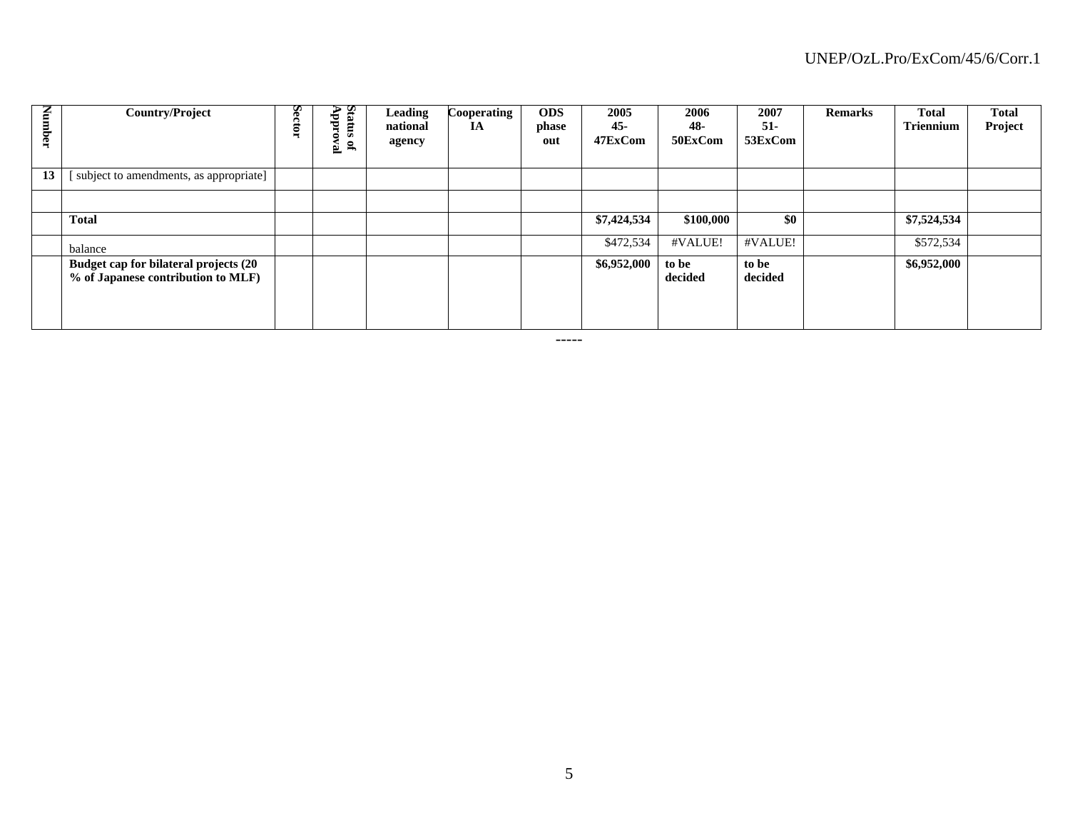| Number | Country/Project | Sector | Status of Approval | Leading national agency | Cooperating IA | ODS phase out | 2005 45-47ExCom | 2006 48-50ExCom | 2007 51-53ExCom | Remarks | Total Triennium | Total Project |
|---|---|---|---|---|---|---|---|---|---|---|---|---|
| **13** | [ subject to amendments, as appropriate] | | | | | | | | | | | |
| | | | | | | | | | | | | |
| | **Total** | | | | | | **$7,424,534** | **$100,000** | **$0** | | **$7,524,534** | |
| | balance | | | | | | $472,534 | #VALUE! | #VALUE! | | $572,534 | |
| | **Budget cap for bilateral projects (20 % of Japanese contribution to MLF)** | | | | | | **$6,952,000** | **to be decided** | **to be decided** | | **$6,952,000** | |

-----